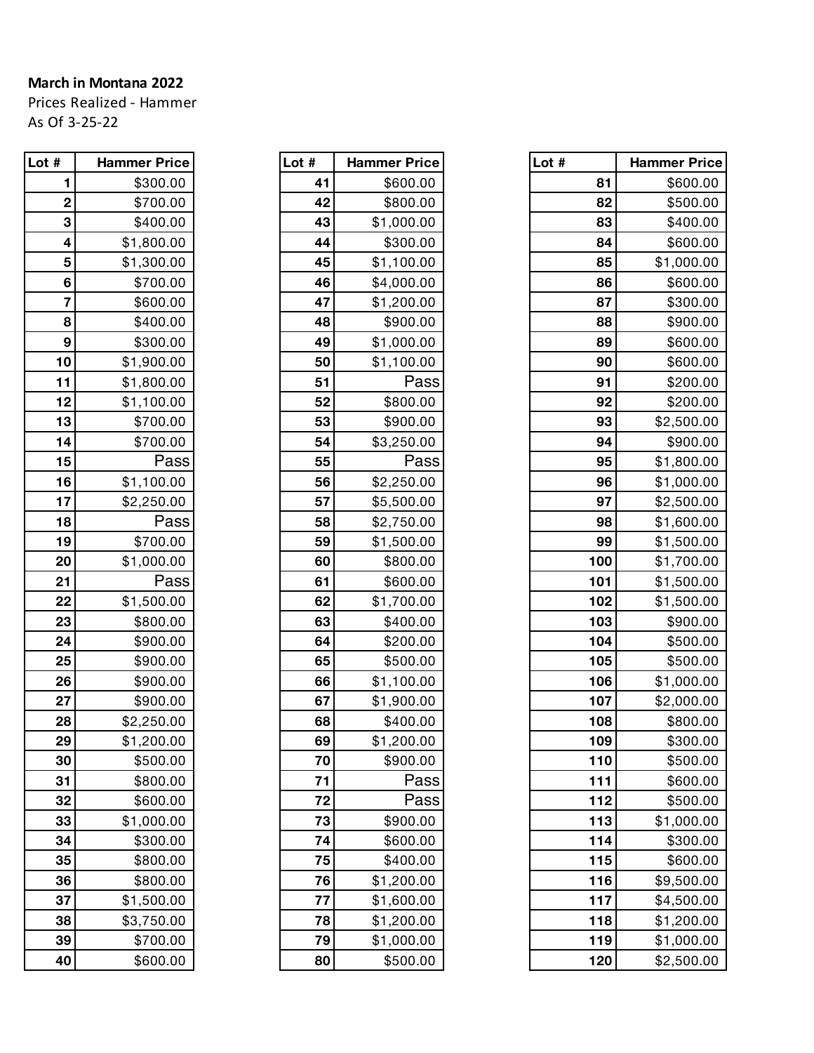**March in Montana 2022**

Prices Realized - Hammer

As Of 3-25-22

| Lot # | Hammer Price |
|---|---|
| 1 | $300.00 |
| 2 | $700.00 |
| 3 | $400.00 |
| 4 | $1,800.00 |
| 5 | $1,300.00 |
| 6 | $700.00 |
| 7 | $600.00 |
| 8 | $400.00 |
| 9 | $300.00 |
| 10 | $1,900.00 |
| 11 | $1,800.00 |
| 12 | $1,100.00 |
| 13 | $700.00 |
| 14 | $700.00 |
| 15 | Pass |
| 16 | $1,100.00 |
| 17 | $2,250.00 |
| 18 | Pass |
| 19 | $700.00 |
| 20 | $1,000.00 |
| 21 | Pass |
| 22 | $1,500.00 |
| 23 | $800.00 |
| 24 | $900.00 |
| 25 | $900.00 |
| 26 | $900.00 |
| 27 | $900.00 |
| 28 | $2,250.00 |
| 29 | $1,200.00 |
| 30 | $500.00 |
| 31 | $800.00 |
| 32 | $600.00 |
| 33 | $1,000.00 |
| 34 | $300.00 |
| 35 | $800.00 |
| 36 | $800.00 |
| 37 | $1,500.00 |
| 38 | $3,750.00 |
| 39 | $700.00 |
| 40 | $600.00 |

| Lot # | Hammer Price |
|---|---|
| 41 | $600.00 |
| 42 | $800.00 |
| 43 | $1,000.00 |
| 44 | $300.00 |
| 45 | $1,100.00 |
| 46 | $4,000.00 |
| 47 | $1,200.00 |
| 48 | $900.00 |
| 49 | $1,000.00 |
| 50 | $1,100.00 |
| 51 | Pass |
| 52 | $800.00 |
| 53 | $900.00 |
| 54 | $3,250.00 |
| 55 | Pass |
| 56 | $2,250.00 |
| 57 | $5,500.00 |
| 58 | $2,750.00 |
| 59 | $1,500.00 |
| 60 | $800.00 |
| 61 | $600.00 |
| 62 | $1,700.00 |
| 63 | $400.00 |
| 64 | $200.00 |
| 65 | $500.00 |
| 66 | $1,100.00 |
| 67 | $1,900.00 |
| 68 | $400.00 |
| 69 | $1,200.00 |
| 70 | $900.00 |
| 71 | Pass |
| 72 | Pass |
| 73 | $900.00 |
| 74 | $600.00 |
| 75 | $400.00 |
| 76 | $1,200.00 |
| 77 | $1,600.00 |
| 78 | $1,200.00 |
| 79 | $1,000.00 |
| 80 | $500.00 |

| Lot # | Hammer Price |
|---|---|
| 81 | $600.00 |
| 82 | $500.00 |
| 83 | $400.00 |
| 84 | $600.00 |
| 85 | $1,000.00 |
| 86 | $600.00 |
| 87 | $300.00 |
| 88 | $900.00 |
| 89 | $600.00 |
| 90 | $600.00 |
| 91 | $200.00 |
| 92 | $200.00 |
| 93 | $2,500.00 |
| 94 | $900.00 |
| 95 | $1,800.00 |
| 96 | $1,000.00 |
| 97 | $2,500.00 |
| 98 | $1,600.00 |
| 99 | $1,500.00 |
| 100 | $1,700.00 |
| 101 | $1,500.00 |
| 102 | $1,500.00 |
| 103 | $900.00 |
| 104 | $500.00 |
| 105 | $500.00 |
| 106 | $1,000.00 |
| 107 | $2,000.00 |
| 108 | $800.00 |
| 109 | $300.00 |
| 110 | $500.00 |
| 111 | $600.00 |
| 112 | $500.00 |
| 113 | $1,000.00 |
| 114 | $300.00 |
| 115 | $600.00 |
| 116 | $9,500.00 |
| 117 | $4,500.00 |
| 118 | $1,200.00 |
| 119 | $1,000.00 |
| 120 | $2,500.00 |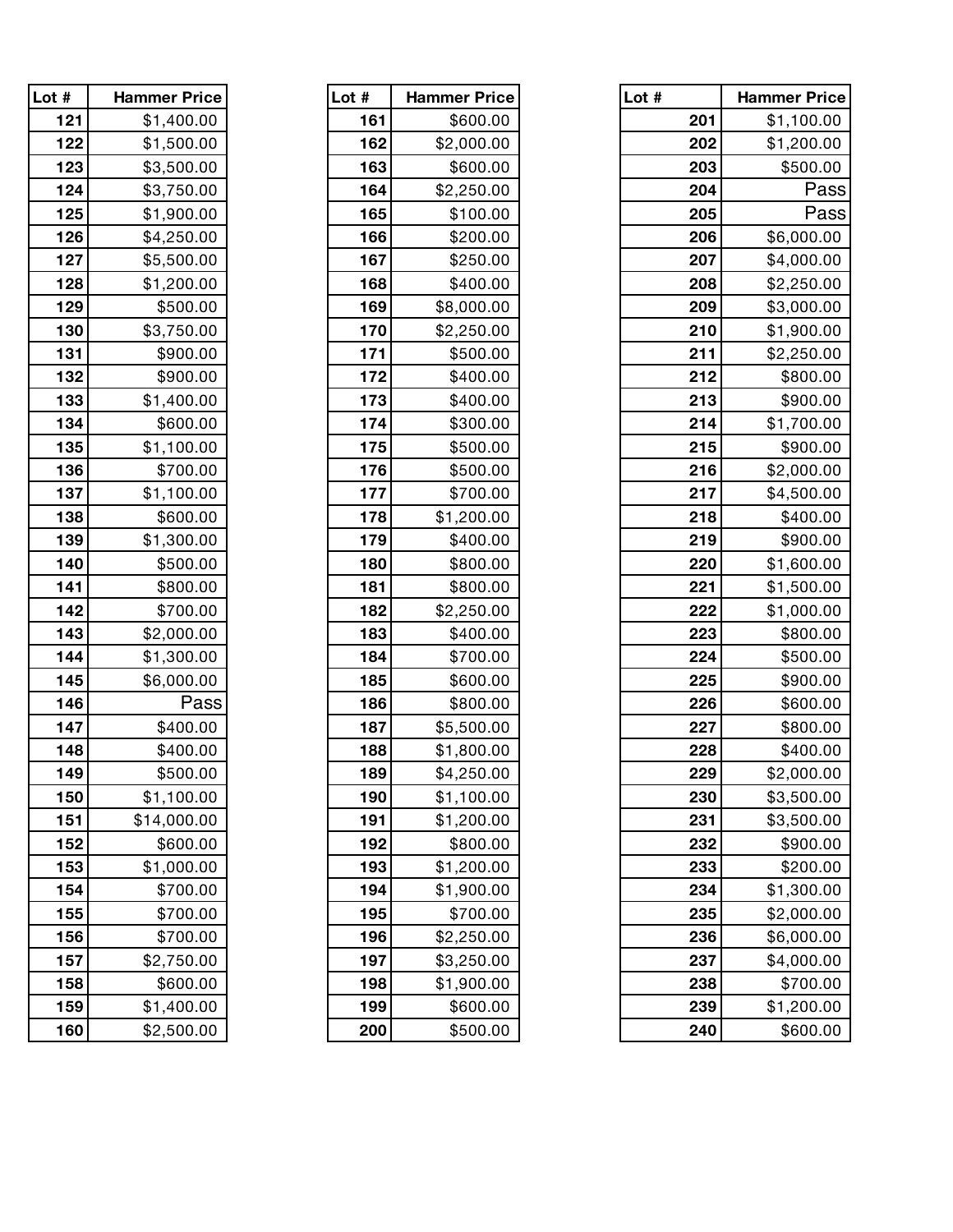| Lot # | Hammer Price |
|---|---|
| 121 | $1,400.00 |
| 122 | $1,500.00 |
| 123 | $3,500.00 |
| 124 | $3,750.00 |
| 125 | $1,900.00 |
| 126 | $4,250.00 |
| 127 | $5,500.00 |
| 128 | $1,200.00 |
| 129 | $500.00 |
| 130 | $3,750.00 |
| 131 | $900.00 |
| 132 | $900.00 |
| 133 | $1,400.00 |
| 134 | $600.00 |
| 135 | $1,100.00 |
| 136 | $700.00 |
| 137 | $1,100.00 |
| 138 | $600.00 |
| 139 | $1,300.00 |
| 140 | $500.00 |
| 141 | $800.00 |
| 142 | $700.00 |
| 143 | $2,000.00 |
| 144 | $1,300.00 |
| 145 | $6,000.00 |
| 146 | Pass |
| 147 | $400.00 |
| 148 | $400.00 |
| 149 | $500.00 |
| 150 | $1,100.00 |
| 151 | $14,000.00 |
| 152 | $600.00 |
| 153 | $1,000.00 |
| 154 | $700.00 |
| 155 | $700.00 |
| 156 | $700.00 |
| 157 | $2,750.00 |
| 158 | $600.00 |
| 159 | $1,400.00 |
| 160 | $2,500.00 |

| Lot # | Hammer Price |
|---|---|
| 161 | $600.00 |
| 162 | $2,000.00 |
| 163 | $600.00 |
| 164 | $2,250.00 |
| 165 | $100.00 |
| 166 | $200.00 |
| 167 | $250.00 |
| 168 | $400.00 |
| 169 | $8,000.00 |
| 170 | $2,250.00 |
| 171 | $500.00 |
| 172 | $400.00 |
| 173 | $400.00 |
| 174 | $300.00 |
| 175 | $500.00 |
| 176 | $500.00 |
| 177 | $700.00 |
| 178 | $1,200.00 |
| 179 | $400.00 |
| 180 | $800.00 |
| 181 | $800.00 |
| 182 | $2,250.00 |
| 183 | $400.00 |
| 184 | $700.00 |
| 185 | $600.00 |
| 186 | $800.00 |
| 187 | $5,500.00 |
| 188 | $1,800.00 |
| 189 | $4,250.00 |
| 190 | $1,100.00 |
| 191 | $1,200.00 |
| 192 | $800.00 |
| 193 | $1,200.00 |
| 194 | $1,900.00 |
| 195 | $700.00 |
| 196 | $2,250.00 |
| 197 | $3,250.00 |
| 198 | $1,900.00 |
| 199 | $600.00 |
| 200 | $500.00 |

| Lot # | Hammer Price |
|---|---|
| 201 | $1,100.00 |
| 202 | $1,200.00 |
| 203 | $500.00 |
| 204 | Pass |
| 205 | Pass |
| 206 | $6,000.00 |
| 207 | $4,000.00 |
| 208 | $2,250.00 |
| 209 | $3,000.00 |
| 210 | $1,900.00 |
| 211 | $2,250.00 |
| 212 | $800.00 |
| 213 | $900.00 |
| 214 | $1,700.00 |
| 215 | $900.00 |
| 216 | $2,000.00 |
| 217 | $4,500.00 |
| 218 | $400.00 |
| 219 | $900.00 |
| 220 | $1,600.00 |
| 221 | $1,500.00 |
| 222 | $1,000.00 |
| 223 | $800.00 |
| 224 | $500.00 |
| 225 | $900.00 |
| 226 | $600.00 |
| 227 | $800.00 |
| 228 | $400.00 |
| 229 | $2,000.00 |
| 230 | $3,500.00 |
| 231 | $3,500.00 |
| 232 | $900.00 |
| 233 | $200.00 |
| 234 | $1,300.00 |
| 235 | $2,000.00 |
| 236 | $6,000.00 |
| 237 | $4,000.00 |
| 238 | $700.00 |
| 239 | $1,200.00 |
| 240 | $600.00 |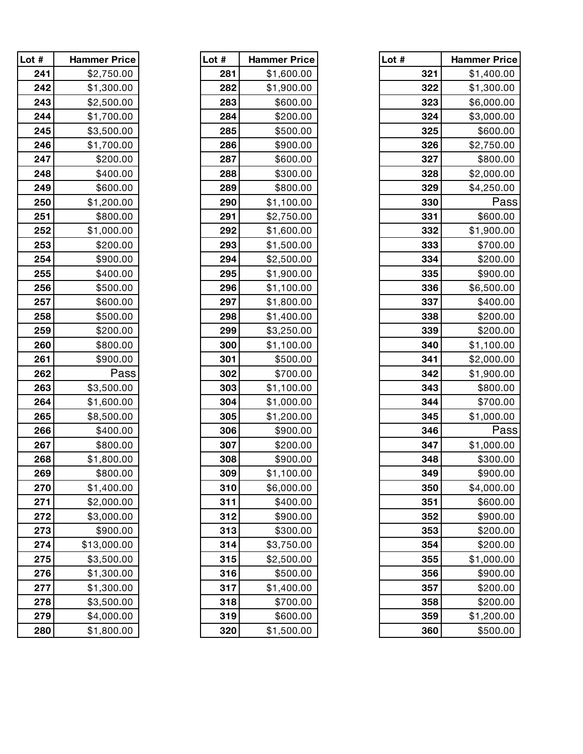| Lot # | Hammer Price |
|---|---|
| 241 | $2,750.00 |
| 242 | $1,300.00 |
| 243 | $2,500.00 |
| 244 | $1,700.00 |
| 245 | $3,500.00 |
| 246 | $1,700.00 |
| 247 | $200.00 |
| 248 | $400.00 |
| 249 | $600.00 |
| 250 | $1,200.00 |
| 251 | $800.00 |
| 252 | $1,000.00 |
| 253 | $200.00 |
| 254 | $900.00 |
| 255 | $400.00 |
| 256 | $500.00 |
| 257 | $600.00 |
| 258 | $500.00 |
| 259 | $200.00 |
| 260 | $800.00 |
| 261 | $900.00 |
| 262 | Pass |
| 263 | $3,500.00 |
| 264 | $1,600.00 |
| 265 | $8,500.00 |
| 266 | $400.00 |
| 267 | $800.00 |
| 268 | $1,800.00 |
| 269 | $800.00 |
| 270 | $1,400.00 |
| 271 | $2,000.00 |
| 272 | $3,000.00 |
| 273 | $900.00 |
| 274 | $13,000.00 |
| 275 | $3,500.00 |
| 276 | $1,300.00 |
| 277 | $1,300.00 |
| 278 | $3,500.00 |
| 279 | $4,000.00 |
| 280 | $1,800.00 |

| Lot # | Hammer Price |
|---|---|
| 281 | $1,600.00 |
| 282 | $1,900.00 |
| 283 | $600.00 |
| 284 | $200.00 |
| 285 | $500.00 |
| 286 | $900.00 |
| 287 | $600.00 |
| 288 | $300.00 |
| 289 | $800.00 |
| 290 | $1,100.00 |
| 291 | $2,750.00 |
| 292 | $1,600.00 |
| 293 | $1,500.00 |
| 294 | $2,500.00 |
| 295 | $1,900.00 |
| 296 | $1,100.00 |
| 297 | $1,800.00 |
| 298 | $1,400.00 |
| 299 | $3,250.00 |
| 300 | $1,100.00 |
| 301 | $500.00 |
| 302 | $700.00 |
| 303 | $1,100.00 |
| 304 | $1,000.00 |
| 305 | $1,200.00 |
| 306 | $900.00 |
| 307 | $200.00 |
| 308 | $900.00 |
| 309 | $1,100.00 |
| 310 | $6,000.00 |
| 311 | $400.00 |
| 312 | $900.00 |
| 313 | $300.00 |
| 314 | $3,750.00 |
| 315 | $2,500.00 |
| 316 | $500.00 |
| 317 | $1,400.00 |
| 318 | $700.00 |
| 319 | $600.00 |
| 320 | $1,500.00 |

| Lot # | Hammer Price |
|---|---|
| 321 | $1,400.00 |
| 322 | $1,300.00 |
| 323 | $6,000.00 |
| 324 | $3,000.00 |
| 325 | $600.00 |
| 326 | $2,750.00 |
| 327 | $800.00 |
| 328 | $2,000.00 |
| 329 | $4,250.00 |
| 330 | Pass |
| 331 | $600.00 |
| 332 | $1,900.00 |
| 333 | $700.00 |
| 334 | $200.00 |
| 335 | $900.00 |
| 336 | $6,500.00 |
| 337 | $400.00 |
| 338 | $200.00 |
| 339 | $200.00 |
| 340 | $1,100.00 |
| 341 | $2,000.00 |
| 342 | $1,900.00 |
| 343 | $800.00 |
| 344 | $700.00 |
| 345 | $1,000.00 |
| 346 | Pass |
| 347 | $1,000.00 |
| 348 | $300.00 |
| 349 | $900.00 |
| 350 | $4,000.00 |
| 351 | $600.00 |
| 352 | $900.00 |
| 353 | $200.00 |
| 354 | $200.00 |
| 355 | $1,000.00 |
| 356 | $900.00 |
| 357 | $200.00 |
| 358 | $200.00 |
| 359 | $1,200.00 |
| 360 | $500.00 |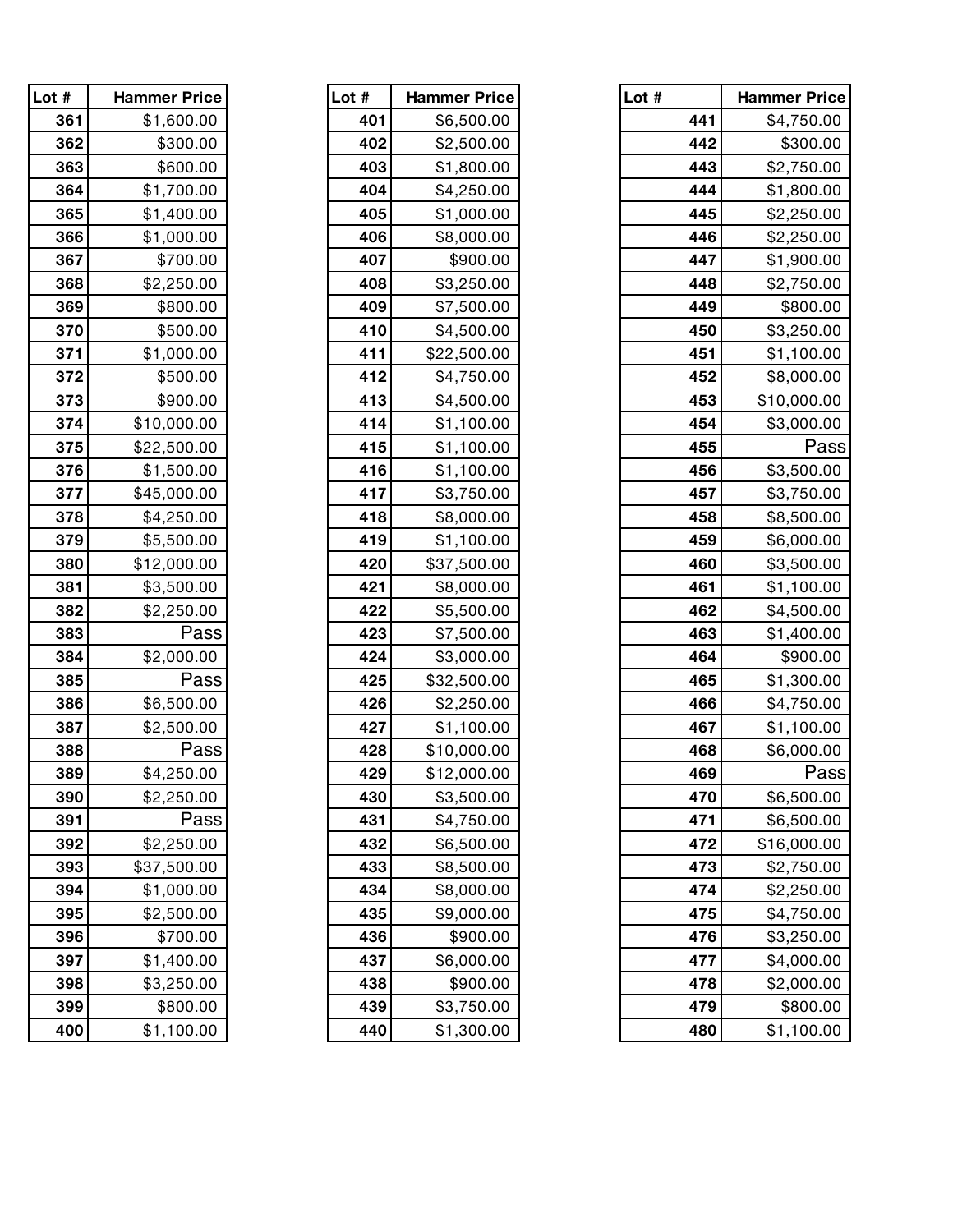| Lot # | Hammer Price |
|---|---|
| 361 | $1,600.00 |
| 362 | $300.00 |
| 363 | $600.00 |
| 364 | $1,700.00 |
| 365 | $1,400.00 |
| 366 | $1,000.00 |
| 367 | $700.00 |
| 368 | $2,250.00 |
| 369 | $800.00 |
| 370 | $500.00 |
| 371 | $1,000.00 |
| 372 | $500.00 |
| 373 | $900.00 |
| 374 | $10,000.00 |
| 375 | $22,500.00 |
| 376 | $1,500.00 |
| 377 | $45,000.00 |
| 378 | $4,250.00 |
| 379 | $5,500.00 |
| 380 | $12,000.00 |
| 381 | $3,500.00 |
| 382 | $2,250.00 |
| 383 | Pass |
| 384 | $2,000.00 |
| 385 | Pass |
| 386 | $6,500.00 |
| 387 | $2,500.00 |
| 388 | Pass |
| 389 | $4,250.00 |
| 390 | $2,250.00 |
| 391 | Pass |
| 392 | $2,250.00 |
| 393 | $37,500.00 |
| 394 | $1,000.00 |
| 395 | $2,500.00 |
| 396 | $700.00 |
| 397 | $1,400.00 |
| 398 | $3,250.00 |
| 399 | $800.00 |
| 400 | $1,100.00 |

| Lot # | Hammer Price |
|---|---|
| 401 | $6,500.00 |
| 402 | $2,500.00 |
| 403 | $1,800.00 |
| 404 | $4,250.00 |
| 405 | $1,000.00 |
| 406 | $8,000.00 |
| 407 | $900.00 |
| 408 | $3,250.00 |
| 409 | $7,500.00 |
| 410 | $4,500.00 |
| 411 | $22,500.00 |
| 412 | $4,750.00 |
| 413 | $4,500.00 |
| 414 | $1,100.00 |
| 415 | $1,100.00 |
| 416 | $1,100.00 |
| 417 | $3,750.00 |
| 418 | $8,000.00 |
| 419 | $1,100.00 |
| 420 | $37,500.00 |
| 421 | $8,000.00 |
| 422 | $5,500.00 |
| 423 | $7,500.00 |
| 424 | $3,000.00 |
| 425 | $32,500.00 |
| 426 | $2,250.00 |
| 427 | $1,100.00 |
| 428 | $10,000.00 |
| 429 | $12,000.00 |
| 430 | $3,500.00 |
| 431 | $4,750.00 |
| 432 | $6,500.00 |
| 433 | $8,500.00 |
| 434 | $8,000.00 |
| 435 | $9,000.00 |
| 436 | $900.00 |
| 437 | $6,000.00 |
| 438 | $900.00 |
| 439 | $3,750.00 |
| 440 | $1,300.00 |

| Lot # | Hammer Price |
|---|---|
| 441 | $4,750.00 |
| 442 | $300.00 |
| 443 | $2,750.00 |
| 444 | $1,800.00 |
| 445 | $2,250.00 |
| 446 | $2,250.00 |
| 447 | $1,900.00 |
| 448 | $2,750.00 |
| 449 | $800.00 |
| 450 | $3,250.00 |
| 451 | $1,100.00 |
| 452 | $8,000.00 |
| 453 | $10,000.00 |
| 454 | $3,000.00 |
| 455 | Pass |
| 456 | $3,500.00 |
| 457 | $3,750.00 |
| 458 | $8,500.00 |
| 459 | $6,000.00 |
| 460 | $3,500.00 |
| 461 | $1,100.00 |
| 462 | $4,500.00 |
| 463 | $1,400.00 |
| 464 | $900.00 |
| 465 | $1,300.00 |
| 466 | $4,750.00 |
| 467 | $1,100.00 |
| 468 | $6,000.00 |
| 469 | Pass |
| 470 | $6,500.00 |
| 471 | $6,500.00 |
| 472 | $16,000.00 |
| 473 | $2,750.00 |
| 474 | $2,250.00 |
| 475 | $4,750.00 |
| 476 | $3,250.00 |
| 477 | $4,000.00 |
| 478 | $2,000.00 |
| 479 | $800.00 |
| 480 | $1,100.00 |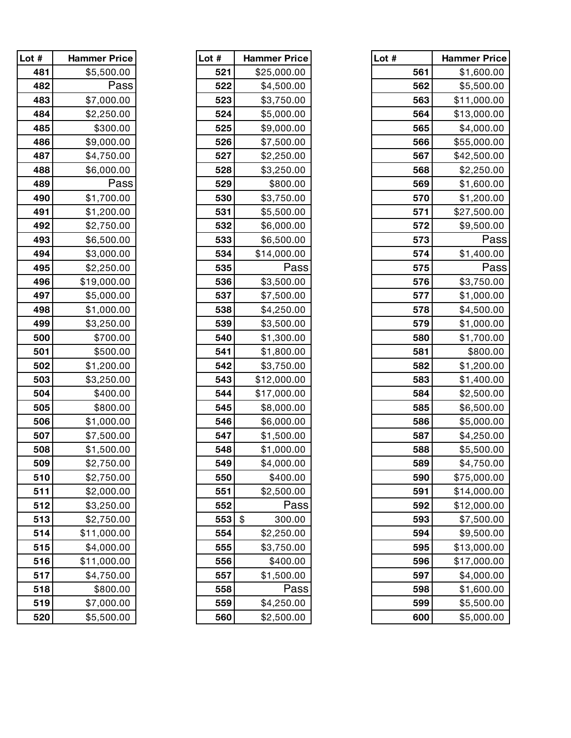| Lot # | Hammer Price |
|---|---|
| 481 | $5,500.00 |
| 482 | Pass |
| 483 | $7,000.00 |
| 484 | $2,250.00 |
| 485 | $300.00 |
| 486 | $9,000.00 |
| 487 | $4,750.00 |
| 488 | $6,000.00 |
| 489 | Pass |
| 490 | $1,700.00 |
| 491 | $1,200.00 |
| 492 | $2,750.00 |
| 493 | $6,500.00 |
| 494 | $3,000.00 |
| 495 | $2,250.00 |
| 496 | $19,000.00 |
| 497 | $5,000.00 |
| 498 | $1,000.00 |
| 499 | $3,250.00 |
| 500 | $700.00 |
| 501 | $500.00 |
| 502 | $1,200.00 |
| 503 | $3,250.00 |
| 504 | $400.00 |
| 505 | $800.00 |
| 506 | $1,000.00 |
| 507 | $7,500.00 |
| 508 | $1,500.00 |
| 509 | $2,750.00 |
| 510 | $2,750.00 |
| 511 | $2,000.00 |
| 512 | $3,250.00 |
| 513 | $2,750.00 |
| 514 | $11,000.00 |
| 515 | $4,000.00 |
| 516 | $11,000.00 |
| 517 | $4,750.00 |
| 518 | $800.00 |
| 519 | $7,000.00 |
| 520 | $5,500.00 |

| Lot # | Hammer Price |
|---|---|
| 521 | $25,000.00 |
| 522 | $4,500.00 |
| 523 | $3,750.00 |
| 524 | $5,000.00 |
| 525 | $9,000.00 |
| 526 | $7,500.00 |
| 527 | $2,250.00 |
| 528 | $3,250.00 |
| 529 | $800.00 |
| 530 | $3,750.00 |
| 531 | $5,500.00 |
| 532 | $6,000.00 |
| 533 | $6,500.00 |
| 534 | $14,000.00 |
| 535 | Pass |
| 536 | $3,500.00 |
| 537 | $7,500.00 |
| 538 | $4,250.00 |
| 539 | $3,500.00 |
| 540 | $1,300.00 |
| 541 | $1,800.00 |
| 542 | $3,750.00 |
| 543 | $12,000.00 |
| 544 | $17,000.00 |
| 545 | $8,000.00 |
| 546 | $6,000.00 |
| 547 | $1,500.00 |
| 548 | $1,000.00 |
| 549 | $4,000.00 |
| 550 | $400.00 |
| 551 | $2,500.00 |
| 552 | Pass |
| 553 | $ 300.00 |
| 554 | $2,250.00 |
| 555 | $3,750.00 |
| 556 | $400.00 |
| 557 | $1,500.00 |
| 558 | Pass |
| 559 | $4,250.00 |
| 560 | $2,500.00 |

| Lot # | Hammer Price |
|---|---|
| 561 | $1,600.00 |
| 562 | $5,500.00 |
| 563 | $11,000.00 |
| 564 | $13,000.00 |
| 565 | $4,000.00 |
| 566 | $55,000.00 |
| 567 | $42,500.00 |
| 568 | $2,250.00 |
| 569 | $1,600.00 |
| 570 | $1,200.00 |
| 571 | $27,500.00 |
| 572 | $9,500.00 |
| 573 | Pass |
| 574 | $1,400.00 |
| 575 | Pass |
| 576 | $3,750.00 |
| 577 | $1,000.00 |
| 578 | $4,500.00 |
| 579 | $1,000.00 |
| 580 | $1,700.00 |
| 581 | $800.00 |
| 582 | $1,200.00 |
| 583 | $1,400.00 |
| 584 | $2,500.00 |
| 585 | $6,500.00 |
| 586 | $5,000.00 |
| 587 | $4,250.00 |
| 588 | $5,500.00 |
| 589 | $4,750.00 |
| 590 | $75,000.00 |
| 591 | $14,000.00 |
| 592 | $12,000.00 |
| 593 | $7,500.00 |
| 594 | $9,500.00 |
| 595 | $13,000.00 |
| 596 | $17,000.00 |
| 597 | $4,000.00 |
| 598 | $1,600.00 |
| 599 | $5,500.00 |
| 600 | $5,000.00 |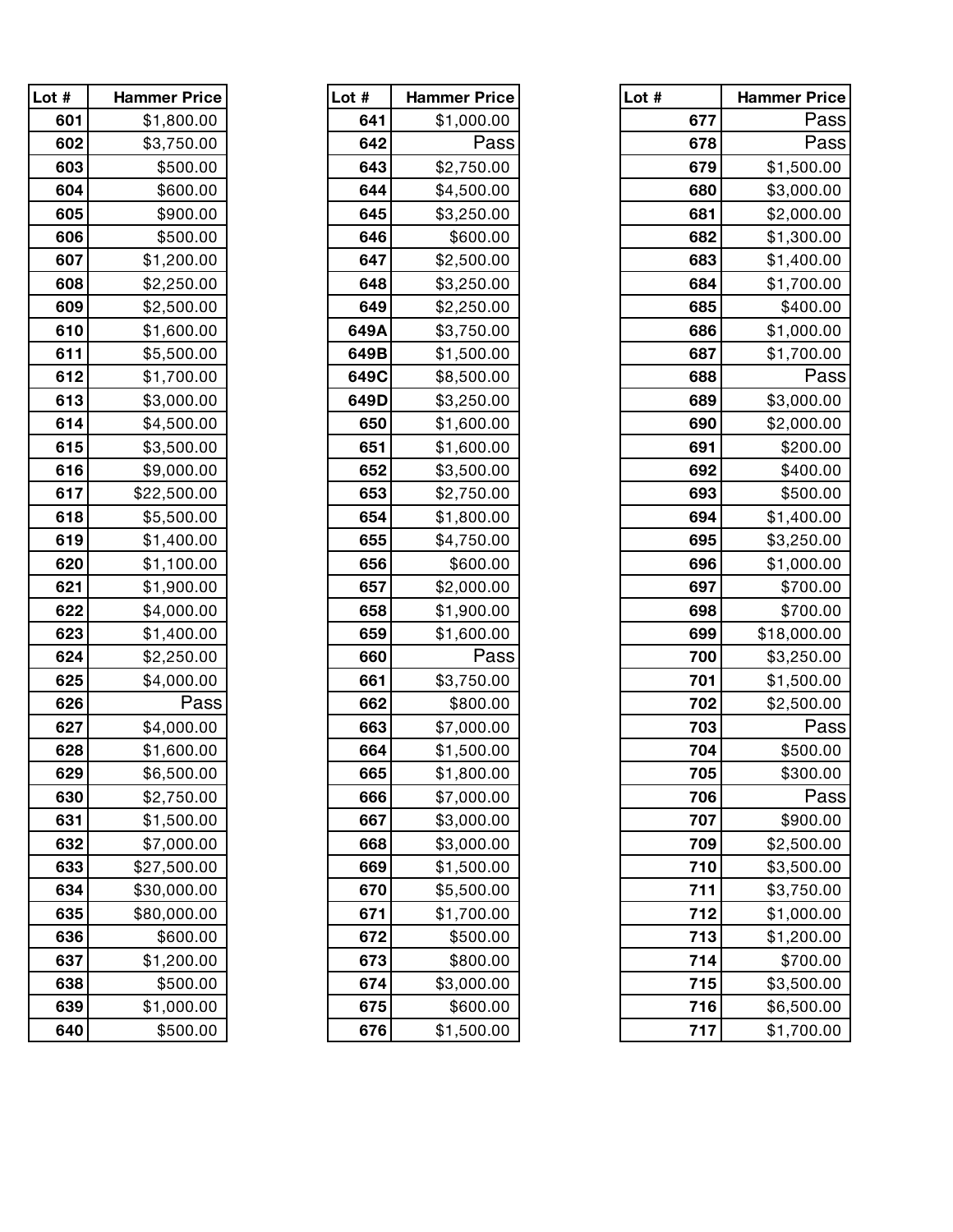| Lot # | Hammer Price |
|---|---|
| 601 | $1,800.00 |
| 602 | $3,750.00 |
| 603 | $500.00 |
| 604 | $600.00 |
| 605 | $900.00 |
| 606 | $500.00 |
| 607 | $1,200.00 |
| 608 | $2,250.00 |
| 609 | $2,500.00 |
| 610 | $1,600.00 |
| 611 | $5,500.00 |
| 612 | $1,700.00 |
| 613 | $3,000.00 |
| 614 | $4,500.00 |
| 615 | $3,500.00 |
| 616 | $9,000.00 |
| 617 | $22,500.00 |
| 618 | $5,500.00 |
| 619 | $1,400.00 |
| 620 | $1,100.00 |
| 621 | $1,900.00 |
| 622 | $4,000.00 |
| 623 | $1,400.00 |
| 624 | $2,250.00 |
| 625 | $4,000.00 |
| 626 | Pass |
| 627 | $4,000.00 |
| 628 | $1,600.00 |
| 629 | $6,500.00 |
| 630 | $2,750.00 |
| 631 | $1,500.00 |
| 632 | $7,000.00 |
| 633 | $27,500.00 |
| 634 | $30,000.00 |
| 635 | $80,000.00 |
| 636 | $600.00 |
| 637 | $1,200.00 |
| 638 | $500.00 |
| 639 | $1,000.00 |
| 640 | $500.00 |

| Lot # | Hammer Price |
|---|---|
| 641 | $1,000.00 |
| 642 | Pass |
| 643 | $2,750.00 |
| 644 | $4,500.00 |
| 645 | $3,250.00 |
| 646 | $600.00 |
| 647 | $2,500.00 |
| 648 | $3,250.00 |
| 649 | $2,250.00 |
| 649A | $3,750.00 |
| 649B | $1,500.00 |
| 649C | $8,500.00 |
| 649D | $3,250.00 |
| 650 | $1,600.00 |
| 651 | $1,600.00 |
| 652 | $3,500.00 |
| 653 | $2,750.00 |
| 654 | $1,800.00 |
| 655 | $4,750.00 |
| 656 | $600.00 |
| 657 | $2,000.00 |
| 658 | $1,900.00 |
| 659 | $1,600.00 |
| 660 | Pass |
| 661 | $3,750.00 |
| 662 | $800.00 |
| 663 | $7,000.00 |
| 664 | $1,500.00 |
| 665 | $1,800.00 |
| 666 | $7,000.00 |
| 667 | $3,000.00 |
| 668 | $3,000.00 |
| 669 | $1,500.00 |
| 670 | $5,500.00 |
| 671 | $1,700.00 |
| 672 | $500.00 |
| 673 | $800.00 |
| 674 | $3,000.00 |
| 675 | $600.00 |
| 676 | $1,500.00 |

| Lot # | Hammer Price |
|---|---|
| 677 | Pass |
| 678 | Pass |
| 679 | $1,500.00 |
| 680 | $3,000.00 |
| 681 | $2,000.00 |
| 682 | $1,300.00 |
| 683 | $1,400.00 |
| 684 | $1,700.00 |
| 685 | $400.00 |
| 686 | $1,000.00 |
| 687 | $1,700.00 |
| 688 | Pass |
| 689 | $3,000.00 |
| 690 | $2,000.00 |
| 691 | $200.00 |
| 692 | $400.00 |
| 693 | $500.00 |
| 694 | $1,400.00 |
| 695 | $3,250.00 |
| 696 | $1,000.00 |
| 697 | $700.00 |
| 698 | $700.00 |
| 699 | $18,000.00 |
| 700 | $3,250.00 |
| 701 | $1,500.00 |
| 702 | $2,500.00 |
| 703 | Pass |
| 704 | $500.00 |
| 705 | $300.00 |
| 706 | Pass |
| 707 | $900.00 |
| 709 | $2,500.00 |
| 710 | $3,500.00 |
| 711 | $3,750.00 |
| 712 | $1,000.00 |
| 713 | $1,200.00 |
| 714 | $700.00 |
| 715 | $3,500.00 |
| 716 | $6,500.00 |
| 717 | $1,700.00 |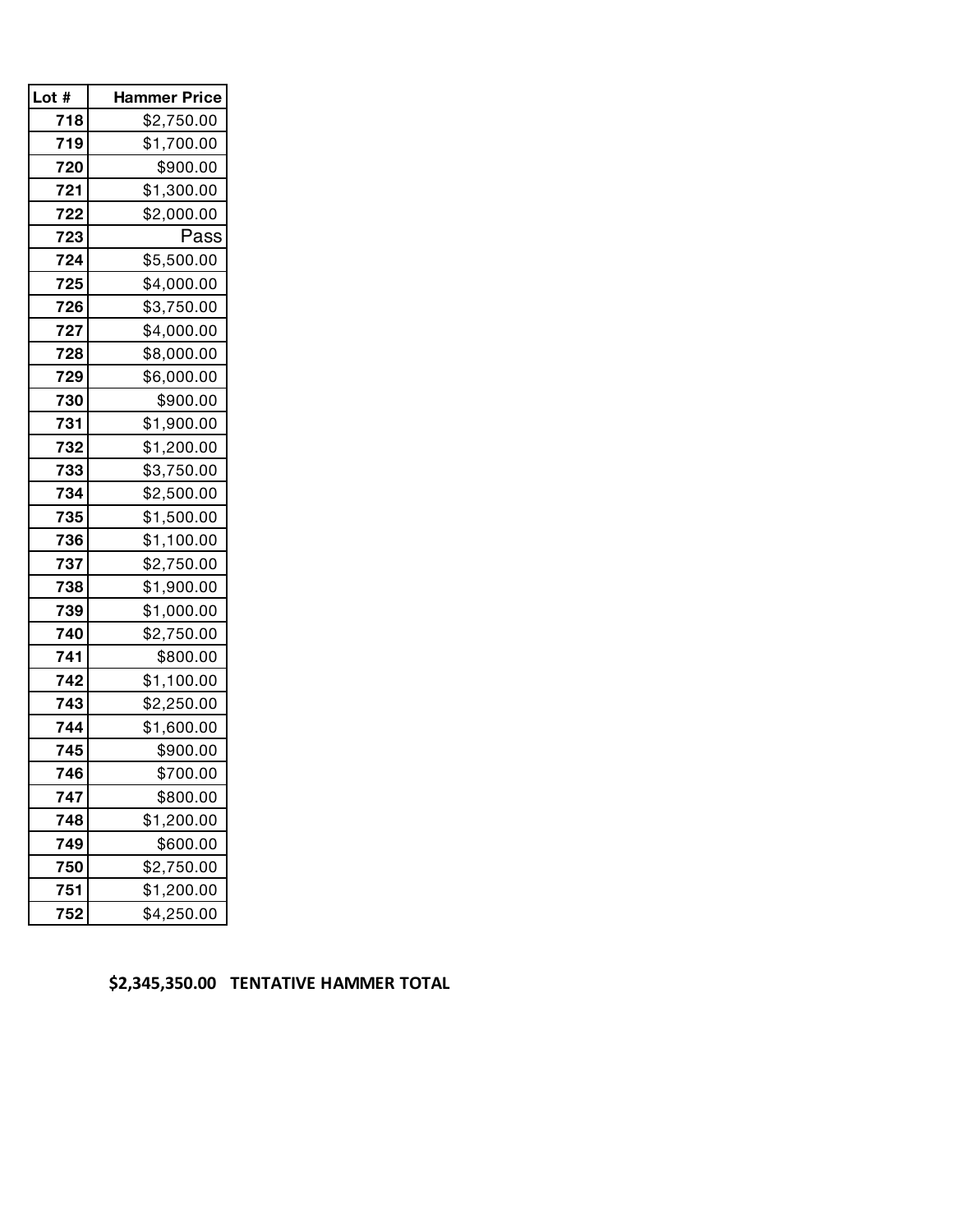| Lot # | Hammer Price |
|---|---|
| 718 | $2,750.00 |
| 719 | $1,700.00 |
| 720 | $900.00 |
| 721 | $1,300.00 |
| 722 | $2,000.00 |
| 723 | Pass |
| 724 | $5,500.00 |
| 725 | $4,000.00 |
| 726 | $3,750.00 |
| 727 | $4,000.00 |
| 728 | $8,000.00 |
| 729 | $6,000.00 |
| 730 | $900.00 |
| 731 | $1,900.00 |
| 732 | $1,200.00 |
| 733 | $3,750.00 |
| 734 | $2,500.00 |
| 735 | $1,500.00 |
| 736 | $1,100.00 |
| 737 | $2,750.00 |
| 738 | $1,900.00 |
| 739 | $1,000.00 |
| 740 | $2,750.00 |
| 741 | $800.00 |
| 742 | $1,100.00 |
| 743 | $2,250.00 |
| 744 | $1,600.00 |
| 745 | $900.00 |
| 746 | $700.00 |
| 747 | $800.00 |
| 748 | $1,200.00 |
| 749 | $600.00 |
| 750 | $2,750.00 |
| 751 | $1,200.00 |
| 752 | $4,250.00 |

**$2,345,350.00 TENTATIVE HAMMER TOTAL**